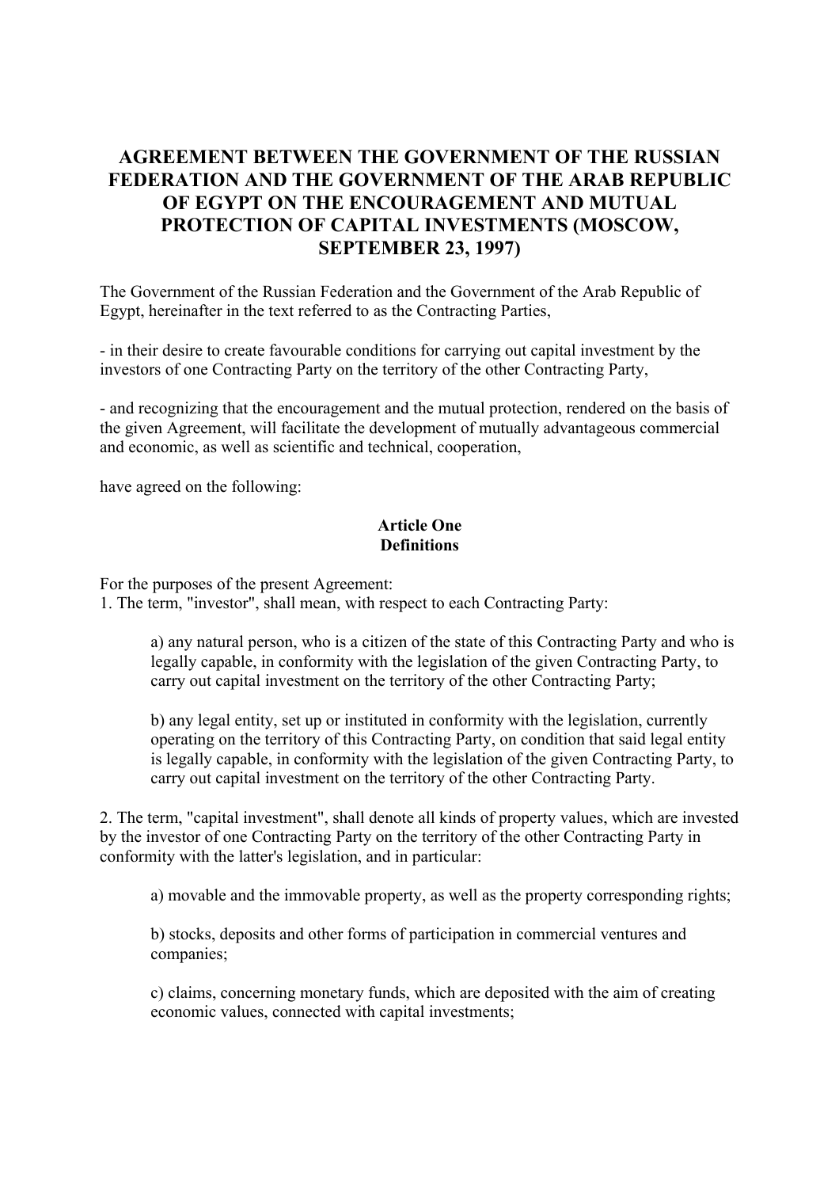# AGREEMENT BETWEEN THE GOVERNMENT OF THE RUSSIAN FEDERATION AND THE GOVERNMENT OF THE ARAB REPUBLIC OF EGYPT ON THE ENCOURAGEMENT AND MUTUAL PROTECTION OF CAPITAL INVESTMENTS (MOSCOW, SEPTEMBER 23, 1997)

The Government of the Russian Federation and the Government of the Arab Republic of Egypt, hereinafter in the text referred to as the Contracting Parties,

- in their desire to create favourable conditions for carrying out capital investment by the investors of one Contracting Party on the territory of the other Contracting Party,

- and recognizing that the encouragement and the mutual protection, rendered on the basis of the given Agreement, will facilitate the development of mutually advantageous commercial and economic, as well as scientific and technical, cooperation,

have agreed on the following:

**Article One**
**Definitions**

For the purposes of the present Agreement:

1. The term, "investor", shall mean, with respect to each Contracting Party:

   a) any natural person, who is a citizen of the state of this Contracting Party and who is legally capable, in conformity with the legislation of the given Contracting Party, to carry out capital investment on the territory of the other Contracting Party;

   b) any legal entity, set up or instituted in conformity with the legislation, currently operating on the territory of this Contracting Party, on condition that said legal entity is legally capable, in conformity with the legislation of the given Contracting Party, to carry out capital investment on the territory of the other Contracting Party.

2. The term, "capital investment", shall denote all kinds of property values, which are invested by the investor of one Contracting Party on the territory of the other Contracting Party in conformity with the latter's legislation, and in particular:

   a) movable and the immovable property, as well as the property corresponding rights;

   b) stocks, deposits and other forms of participation in commercial ventures and companies;

   c) claims, concerning monetary funds, which are deposited with the aim of creating economic values, connected with capital investments;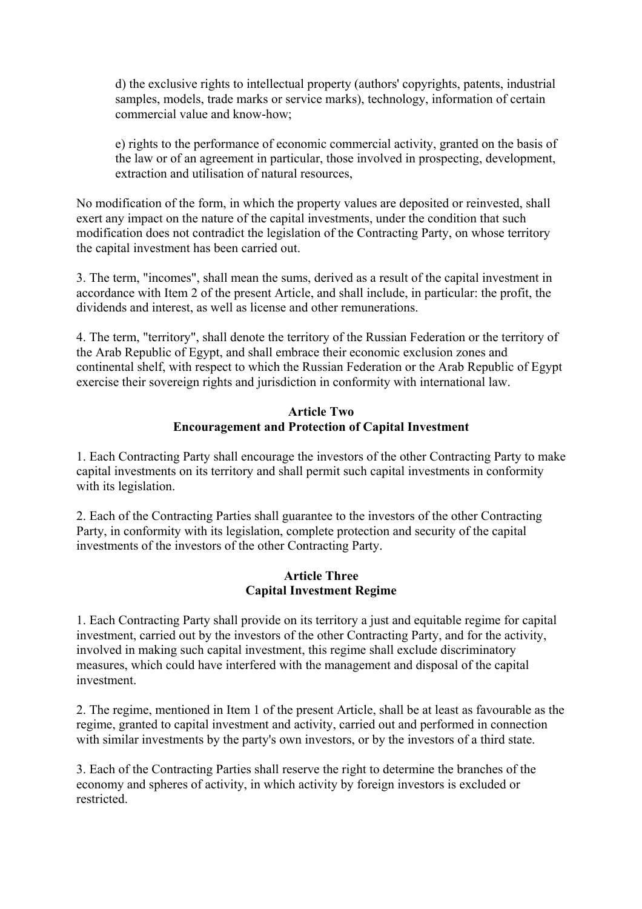d) the exclusive rights to intellectual property (authors' copyrights, patents, industrial samples, models, trade marks or service marks), technology, information of certain commercial value and know-how;

e) rights to the performance of economic commercial activity, granted on the basis of the law or of an agreement in particular, those involved in prospecting, development, extraction and utilisation of natural resources,

No modification of the form, in which the property values are deposited or reinvested, shall exert any impact on the nature of the capital investments, under the condition that such modification does not contradict the legislation of the Contracting Party, on whose territory the capital investment has been carried out.

3. The term, "incomes", shall mean the sums, derived as a result of the capital investment in accordance with Item 2 of the present Article, and shall include, in particular: the profit, the dividends and interest, as well as license and other remunerations.

4. The term, "territory", shall denote the territory of the Russian Federation or the territory of the Arab Republic of Egypt, and shall embrace their economic exclusion zones and continental shelf, with respect to which the Russian Federation or the Arab Republic of Egypt exercise their sovereign rights and jurisdiction in conformity with international law.

## Article Two
## Encouragement and Protection of Capital Investment

1. Each Contracting Party shall encourage the investors of the other Contracting Party to make capital investments on its territory and shall permit such capital investments in conformity with its legislation.

2. Each of the Contracting Parties shall guarantee to the investors of the other Contracting Party, in conformity with its legislation, complete protection and security of the capital investments of the investors of the other Contracting Party.

## Article Three
## Capital Investment Regime

1. Each Contracting Party shall provide on its territory a just and equitable regime for capital investment, carried out by the investors of the other Contracting Party, and for the activity, involved in making such capital investment, this regime shall exclude discriminatory measures, which could have interfered with the management and disposal of the capital investment.

2. The regime, mentioned in Item 1 of the present Article, shall be at least as favourable as the regime, granted to capital investment and activity, carried out and performed in connection with similar investments by the party's own investors, or by the investors of a third state.

3. Each of the Contracting Parties shall reserve the right to determine the branches of the economy and spheres of activity, in which activity by foreign investors is excluded or restricted.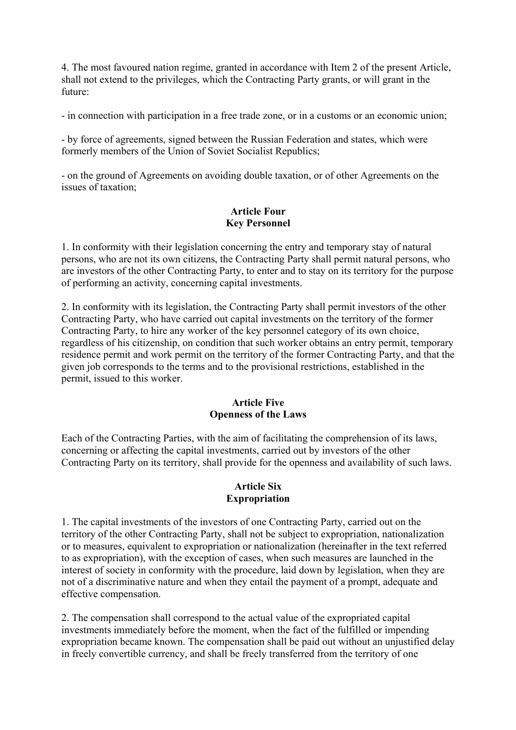4. The most favoured nation regime, granted in accordance with Item 2 of the present Article, shall not extend to the privileges, which the Contracting Party grants, or will grant in the future:

- in connection with participation in a free trade zone, or in a customs or an economic union;

- by force of agreements, signed between the Russian Federation and states, which were formerly members of the Union of Soviet Socialist Republics;

- on the ground of Agreements on avoiding double taxation, or of other Agreements on the issues of taxation;

## Article Four
## Key Personnel

1. In conformity with their legislation concerning the entry and temporary stay of natural persons, who are not its own citizens, the Contracting Party shall permit natural persons, who are investors of the other Contracting Party, to enter and to stay on its territory for the purpose of performing an activity, concerning capital investments.

2. In conformity with its legislation, the Contracting Party shall permit investors of the other Contracting Party, who have carried out capital investments on the territory of the former Contracting Party, to hire any worker of the key personnel category of its own choice, regardless of his citizenship, on condition that such worker obtains an entry permit, temporary residence permit and work permit on the territory of the former Contracting Party, and that the given job corresponds to the terms and to the provisional restrictions, established in the permit, issued to this worker.

## Article Five
## Openness of the Laws

Each of the Contracting Parties, with the aim of facilitating the comprehension of its laws, concerning or affecting the capital investments, carried out by investors of the other Contracting Party on its territory, shall provide for the openness and availability of such laws.

## Article Six
## Expropriation

1. The capital investments of the investors of one Contracting Party, carried out on the territory of the other Contracting Party, shall not be subject to expropriation, nationalization or to measures, equivalent to expropriation or nationalization (hereinafter in the text referred to as expropriation), with the exception of cases, when such measures are launched in the interest of society in conformity with the procedure, laid down by legislation, when they are not of a discriminative nature and when they entail the payment of a prompt, adequate and effective compensation.

2. The compensation shall correspond to the actual value of the expropriated capital investments immediately before the moment, when the fact of the fulfilled or impending expropriation became known. The compensation shall be paid out without an unjustified delay in freely convertible currency, and shall be freely transferred from the territory of one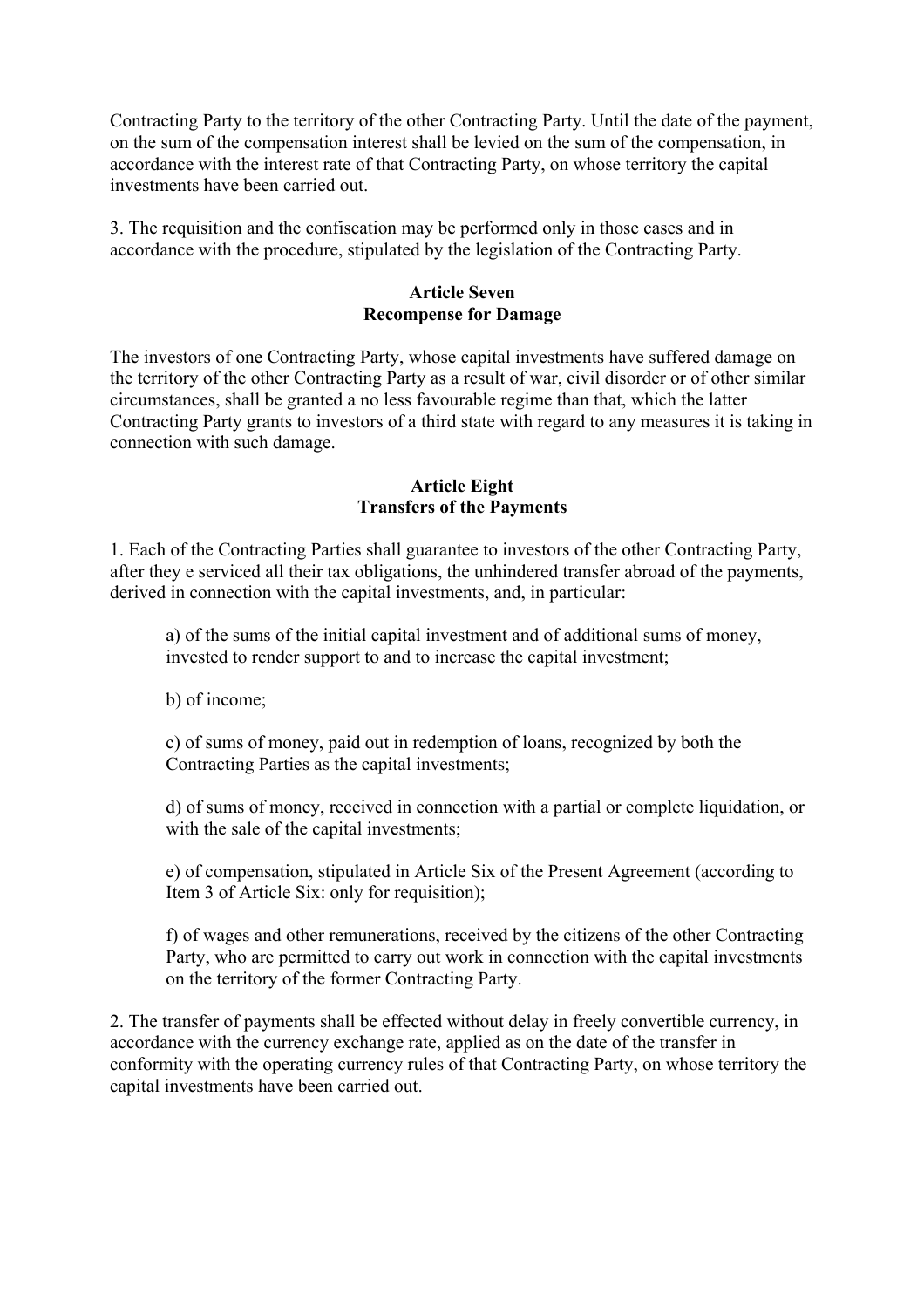Contracting Party to the territory of the other Contracting Party. Until the date of the payment, on the sum of the compensation interest shall be levied on the sum of the compensation, in accordance with the interest rate of that Contracting Party, on whose territory the capital investments have been carried out.

3. The requisition and the confiscation may be performed only in those cases and in accordance with the procedure, stipulated by the legislation of the Contracting Party.

**Article Seven**
**Recompense for Damage**

The investors of one Contracting Party, whose capital investments have suffered damage on the territory of the other Contracting Party as a result of war, civil disorder or of other similar circumstances, shall be granted a no less favourable regime than that, which the latter Contracting Party grants to investors of a third state with regard to any measures it is taking in connection with such damage.

**Article Eight**
**Transfers of the Payments**

1. Each of the Contracting Parties shall guarantee to investors of the other Contracting Party, after they e serviced all their tax obligations, the unhindered transfer abroad of the payments, derived in connection with the capital investments, and, in particular:

a) of the sums of the initial capital investment and of additional sums of money, invested to render support to and to increase the capital investment;

b) of income;

c) of sums of money, paid out in redemption of loans, recognized by both the Contracting Parties as the capital investments;

d) of sums of money, received in connection with a partial or complete liquidation, or with the sale of the capital investments;

e) of compensation, stipulated in Article Six of the Present Agreement (according to Item 3 of Article Six: only for requisition);

f) of wages and other remunerations, received by the citizens of the other Contracting Party, who are permitted to carry out work in connection with the capital investments on the territory of the former Contracting Party.

2. The transfer of payments shall be effected without delay in freely convertible currency, in accordance with the currency exchange rate, applied as on the date of the transfer in conformity with the operating currency rules of that Contracting Party, on whose territory the capital investments have been carried out.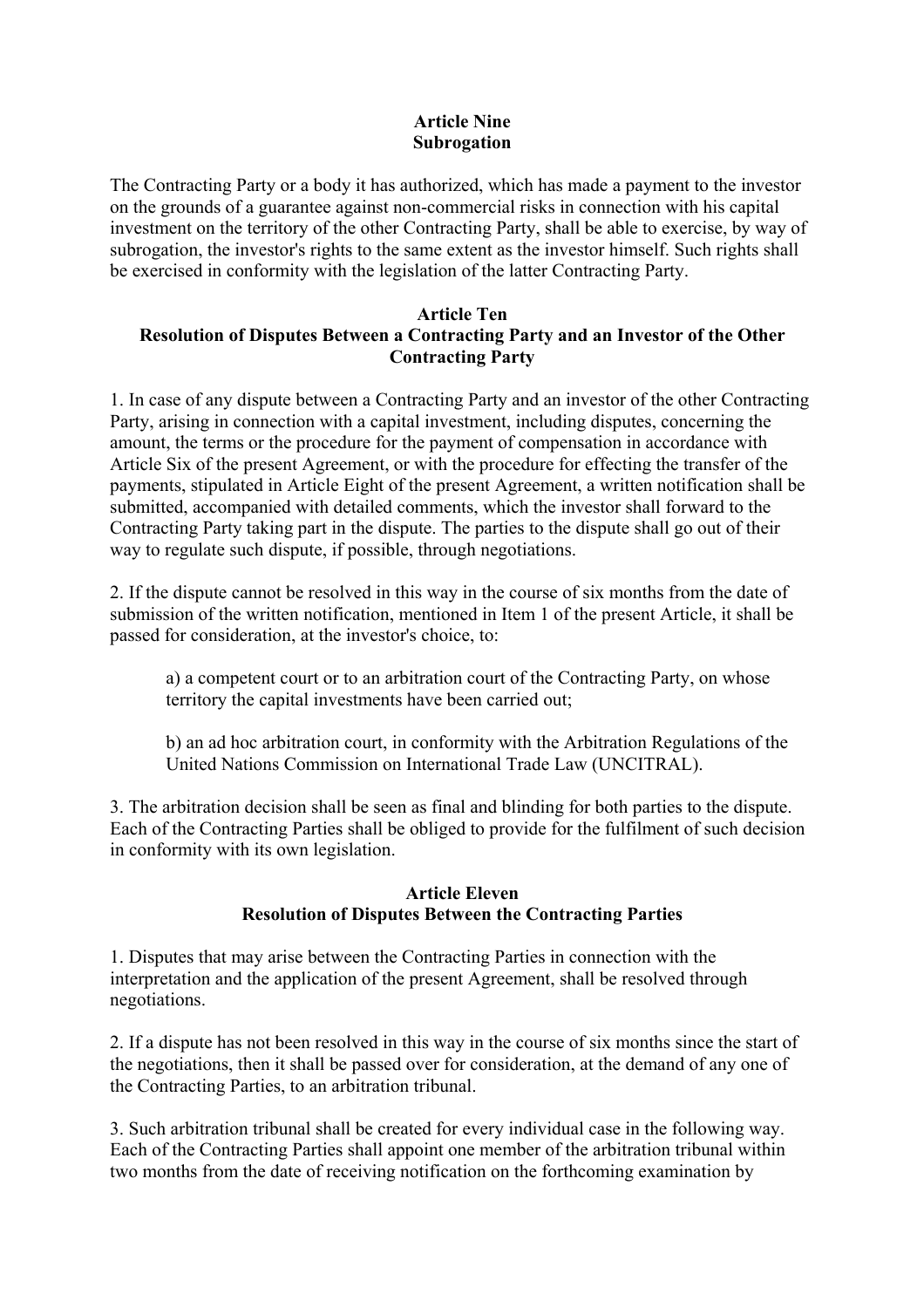## Article Nine
## Subrogation

The Contracting Party or a body it has authorized, which has made a payment to the investor on the grounds of a guarantee against non-commercial risks in connection with his capital investment on the territory of the other Contracting Party, shall be able to exercise, by way of subrogation, the investor's rights to the same extent as the investor himself. Such rights shall be exercised in conformity with the legislation of the latter Contracting Party.

## Article Ten
## Resolution of Disputes Between a Contracting Party and an Investor of the Other Contracting Party

1. In case of any dispute between a Contracting Party and an investor of the other Contracting Party, arising in connection with a capital investment, including disputes, concerning the amount, the terms or the procedure for the payment of compensation in accordance with Article Six of the present Agreement, or with the procedure for effecting the transfer of the payments, stipulated in Article Eight of the present Agreement, a written notification shall be submitted, accompanied with detailed comments, which the investor shall forward to the Contracting Party taking part in the dispute. The parties to the dispute shall go out of their way to regulate such dispute, if possible, through negotiations.

2. If the dispute cannot be resolved in this way in the course of six months from the date of submission of the written notification, mentioned in Item 1 of the present Article, it shall be passed for consideration, at the investor's choice, to:

   a) a competent court or to an arbitration court of the Contracting Party, on whose territory the capital investments have been carried out;

   b) an ad hoc arbitration court, in conformity with the Arbitration Regulations of the United Nations Commission on International Trade Law (UNCITRAL).

3. The arbitration decision shall be seen as final and blinding for both parties to the dispute. Each of the Contracting Parties shall be obliged to provide for the fulfilment of such decision in conformity with its own legislation.

## Article Eleven
## Resolution of Disputes Between the Contracting Parties

1. Disputes that may arise between the Contracting Parties in connection with the interpretation and the application of the present Agreement, shall be resolved through negotiations.

2. If a dispute has not been resolved in this way in the course of six months since the start of the negotiations, then it shall be passed over for consideration, at the demand of any one of the Contracting Parties, to an arbitration tribunal.

3. Such arbitration tribunal shall be created for every individual case in the following way. Each of the Contracting Parties shall appoint one member of the arbitration tribunal within two months from the date of receiving notification on the forthcoming examination by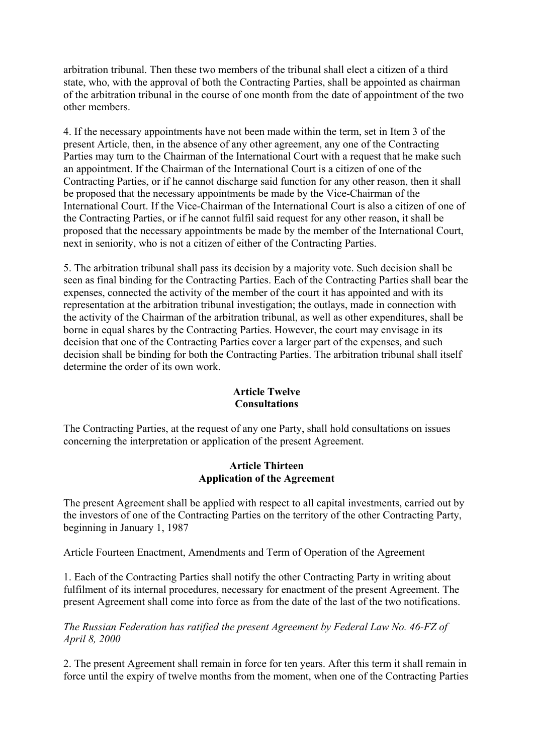arbitration tribunal. Then these two members of the tribunal shall elect a citizen of a third state, who, with the approval of both the Contracting Parties, shall be appointed as chairman of the arbitration tribunal in the course of one month from the date of appointment of the two other members.

4. If the necessary appointments have not been made within the term, set in Item 3 of the present Article, then, in the absence of any other agreement, any one of the Contracting Parties may turn to the Chairman of the International Court with a request that he make such an appointment. If the Chairman of the International Court is a citizen of one of the Contracting Parties, or if he cannot discharge said function for any other reason, then it shall be proposed that the necessary appointments be made by the Vice-Chairman of the International Court. If the Vice-Chairman of the International Court is also a citizen of one of the Contracting Parties, or if he cannot fulfil said request for any other reason, it shall be proposed that the necessary appointments be made by the member of the International Court, next in seniority, who is not a citizen of either of the Contracting Parties.

5. The arbitration tribunal shall pass its decision by a majority vote. Such decision shall be seen as final binding for the Contracting Parties. Each of the Contracting Parties shall bear the expenses, connected the activity of the member of the court it has appointed and with its representation at the arbitration tribunal investigation; the outlays, made in connection with the activity of the Chairman of the arbitration tribunal, as well as other expenditures, shall be borne in equal shares by the Contracting Parties. However, the court may envisage in its decision that one of the Contracting Parties cover a larger part of the expenses, and such decision shall be binding for both the Contracting Parties. The arbitration tribunal shall itself determine the order of its own work.

**Article Twelve**
**Consultations**

The Contracting Parties, at the request of any one Party, shall hold consultations on issues concerning the interpretation or application of the present Agreement.

**Article Thirteen**
**Application of the Agreement**

The present Agreement shall be applied with respect to all capital investments, carried out by the investors of one of the Contracting Parties on the territory of the other Contracting Party, beginning in January 1, 1987

Article Fourteen Enactment, Amendments and Term of Operation of the Agreement

1. Each of the Contracting Parties shall notify the other Contracting Party in writing about fulfilment of its internal procedures, necessary for enactment of the present Agreement. The present Agreement shall come into force as from the date of the last of the two notifications.

*The Russian Federation has ratified the present Agreement by Federal Law No. 46-FZ of April 8, 2000*

2. The present Agreement shall remain in force for ten years. After this term it shall remain in force until the expiry of twelve months from the moment, when one of the Contracting Parties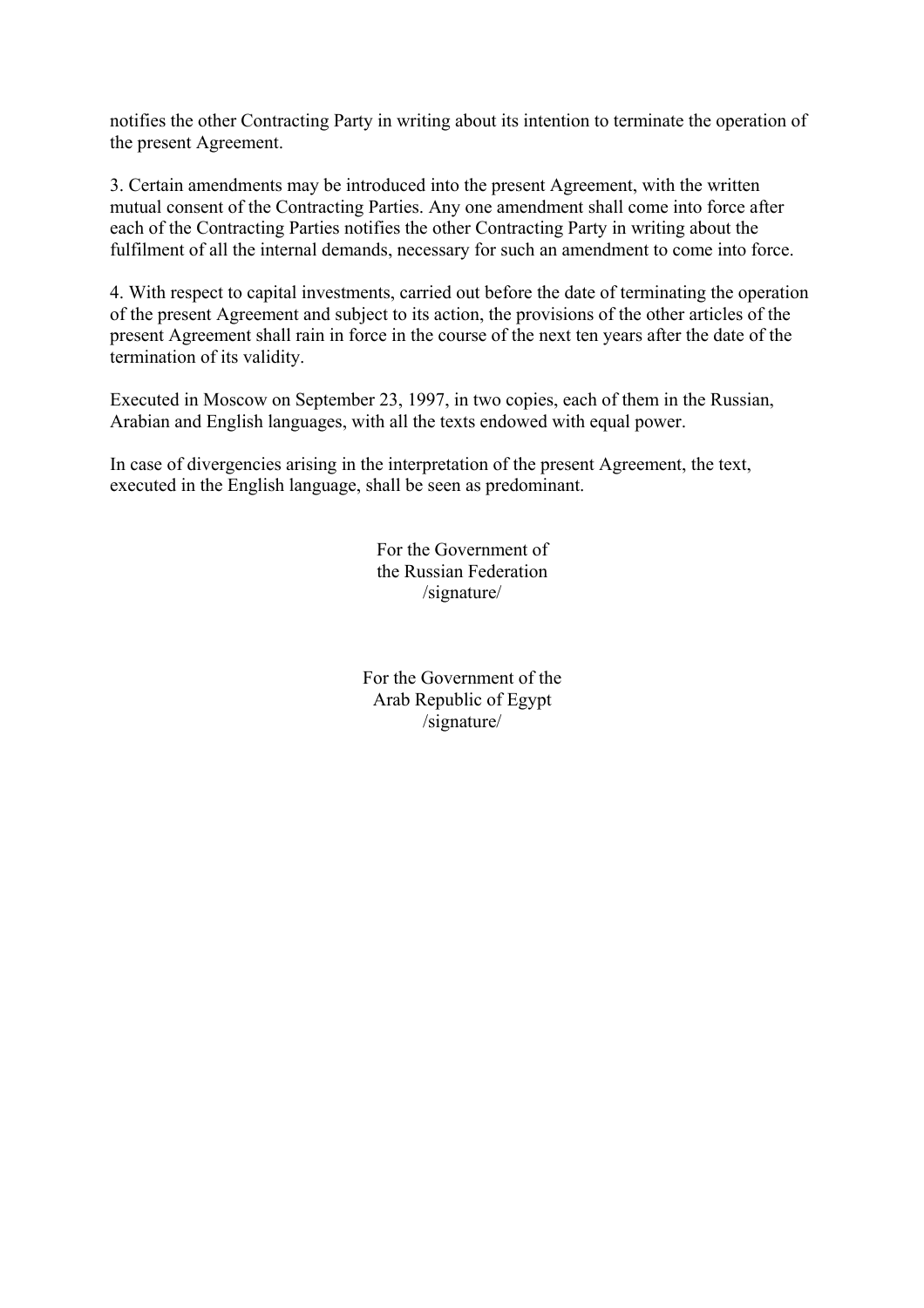notifies the other Contracting Party in writing about its intention to terminate the operation of the present Agreement.

3. Certain amendments may be introduced into the present Agreement, with the written mutual consent of the Contracting Parties. Any one amendment shall come into force after each of the Contracting Parties notifies the other Contracting Party in writing about the fulfilment of all the internal demands, necessary for such an amendment to come into force.

4. With respect to capital investments, carried out before the date of terminating the operation of the present Agreement and subject to its action, the provisions of the other articles of the present Agreement shall rain in force in the course of the next ten years after the date of the termination of its validity.

Executed in Moscow on September 23, 1997, in two copies, each of them in the Russian, Arabian and English languages, with all the texts endowed with equal power.

In case of divergencies arising in the interpretation of the present Agreement, the text, executed in the English language, shall be seen as predominant.

For the Government of
the Russian Federation
/signature/

For the Government of the
Arab Republic of Egypt
/signature/